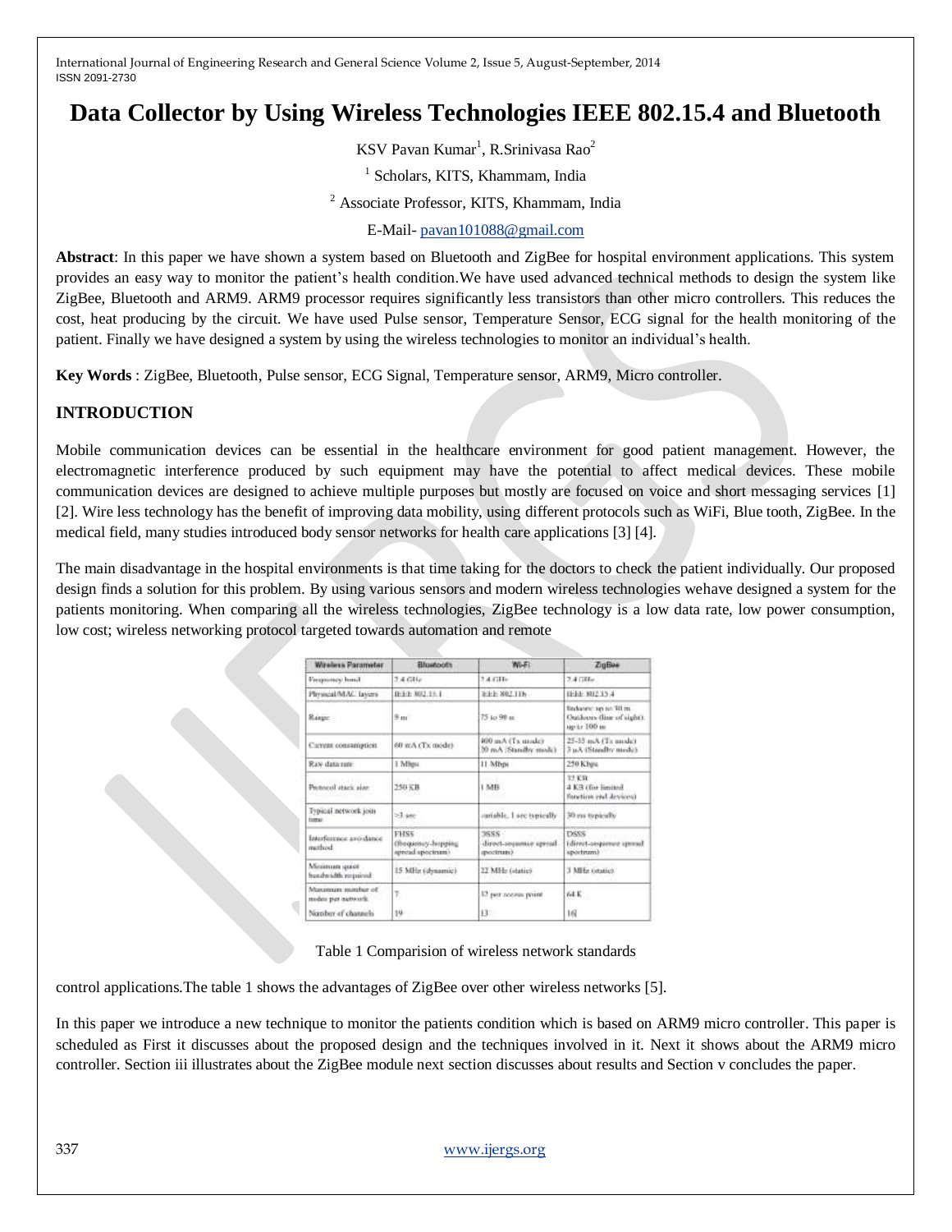# Data Collector by Using Wireless Technologies IEEE 802.15.4 and Bluetooth

KSV Pavan Kumar[1], R.Srinivasa Rao[2]

[1] Scholars, KITS, Khammam, India

[2] Associate Professor, KITS, Khammam, India

E-Mail- pavan101088@gmail.com

**Abstract**: In this paper we have shown a system based on Bluetooth and ZigBee for hospital environment applications. This system provides an easy way to monitor the patient's health condition.We have used advanced technical methods to design the system like ZigBee, Bluetooth and ARM9. ARM9 processor requires significantly less transistors than other micro controllers. This reduces the cost, heat producing by the circuit. We have used Pulse sensor, Temperature Sensor, ECG signal for the health monitoring of the patient. Finally we have designed a system by using the wireless technologies to monitor an individual's health.

**Key Words** : ZigBee, Bluetooth, Pulse sensor, ECG Signal, Temperature sensor, ARM9, Micro controller.

## INTRODUCTION

Mobile communication devices can be essential in the healthcare environment for good patient management. However, the electromagnetic interference produced by such equipment may have the potential to affect medical devices. These mobile communication devices are designed to achieve multiple purposes but mostly are focused on voice and short messaging services [1] [2]. Wire less technology has the benefit of improving data mobility, using different protocols such as WiFi, Blue tooth, ZigBee. In the medical field, many studies introduced body sensor networks for health care applications [3] [4].

The main disadvantage in the hospital environments is that time taking for the doctors to check the patient individually. Our proposed design finds a solution for this problem. By using various sensors and modern wireless technologies wehave designed a system for the patients monitoring. When comparing all the wireless technologies, ZigBee technology is a low data rate, low power consumption, low cost; wireless networking protocol targeted towards automation and remote

| Wireless Parameter | Bluetooth | Wi-Fi | ZigBee |
|---|---|---|---|
| Frequency band | 2.4 GHz | 2.4 GHz | 2.4 GHz |
| Physical/MAC layers | IEEE 802.15.1 | IEEE 802.11b | IEEE 802.15.4 |
| Range | 9 m | 75 to 90 m | Indoors: up to 30 m Outdoors (line of sight): up to 100 m |
| Current consumption | 60 mA (Tx mode) | 400 mA (Tx mode) 20 mA (Standby mode) | 25-35 mA (Tx mode) 3 uA (Standby mode) |
| Raw data rate | 1 Mbps | 11 Mbps | 250 Kbps |
| Protocol stack size | 250 KB | 1 MB | 32 KB 4 KB (for limited function end devices) |
| Typical network join time | >3 sec | variable, 1 sec typically | 30 ms typically |
| Interference avoidance method | FHSS (frequency-hopping spread spectrum) | DSSS (direct-sequence spread spectrum) | DSSS (direct-sequence spread spectrum) |
| Minimum quiet bandwidth required | 15 MHz (dynamic) | 22 MHz (static) | 3 MHz (static) |
| Maximum number of nodes per network | 7 | 32 per access point | 64 K |
| Number of channels | 19 | 13 | 16 |

Table 1 Comparision of wireless network standards

control applications.The table 1 shows the advantages of ZigBee over other wireless networks [5].

In this paper we introduce a new technique to monitor the patients condition which is based on ARM9 micro controller. This paper is scheduled as First it discusses about the proposed design and the techniques involved in it. Next it shows about the ARM9 micro controller. Section iii illustrates about the ZigBee module next section discusses about results and Section v concludes the paper.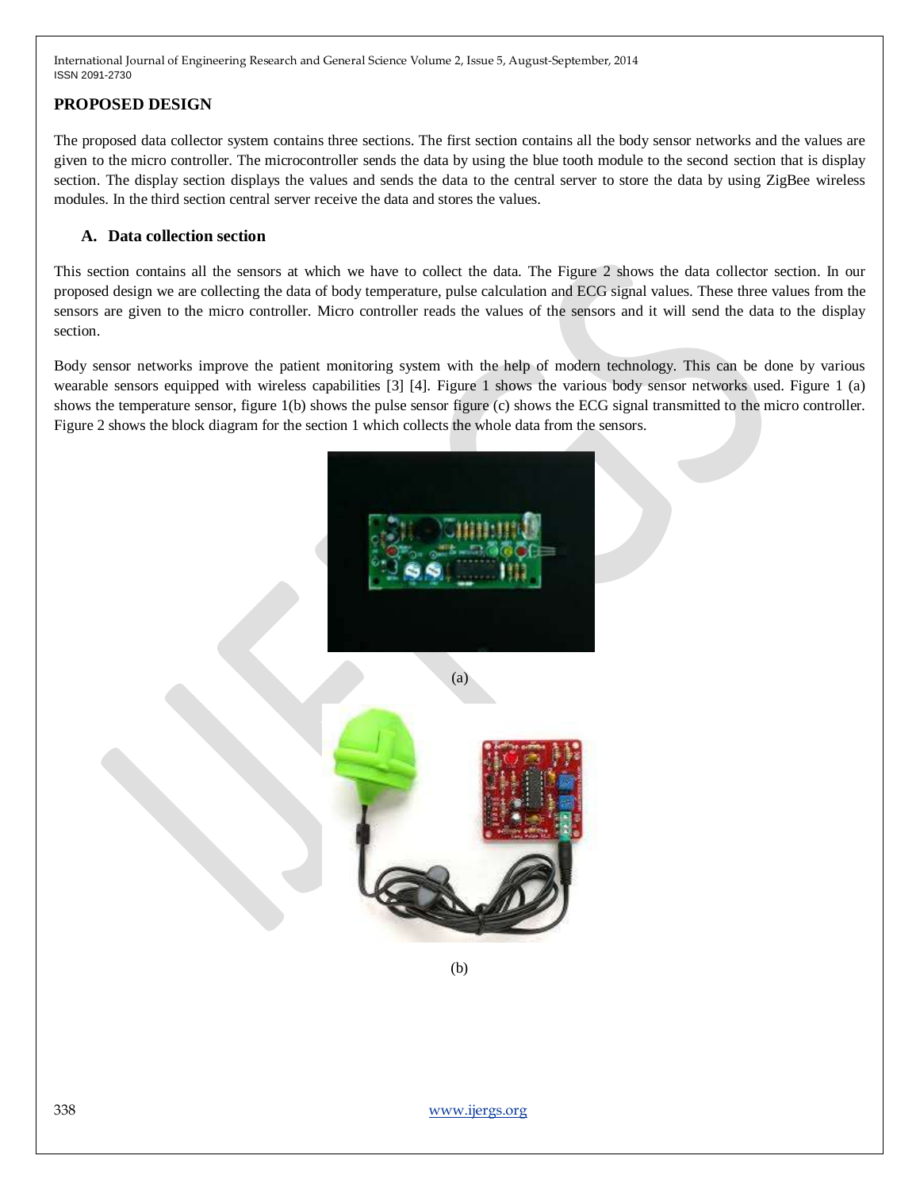## PROPOSED DESIGN

The proposed data collector system contains three sections. The first section contains all the body sensor networks and the values are given to the micro controller. The microcontroller sends the data by using the blue tooth module to the second section that is display section. The display section displays the values and sends the data to the central server to store the data by using ZigBee wireless modules. In the third section central server receive the data and stores the values.

### A. Data collection section

This section contains all the sensors at which we have to collect the data. The Figure 2 shows the data collector section. In our proposed design we are collecting the data of body temperature, pulse calculation and ECG signal values. These three values from the sensors are given to the micro controller. Micro controller reads the values of the sensors and it will send the data to the display section.

Body sensor networks improve the patient monitoring system with the help of modern technology. This can be done by various wearable sensors equipped with wireless capabilities [3] [4]. Figure 1 shows the various body sensor networks used. Figure 1 (a) shows the temperature sensor, figure 1(b) shows the pulse sensor figure (c) shows the ECG signal transmitted to the micro controller. Figure 2 shows the block diagram for the section 1 which collects the whole data from the sensors.

(a)

(b)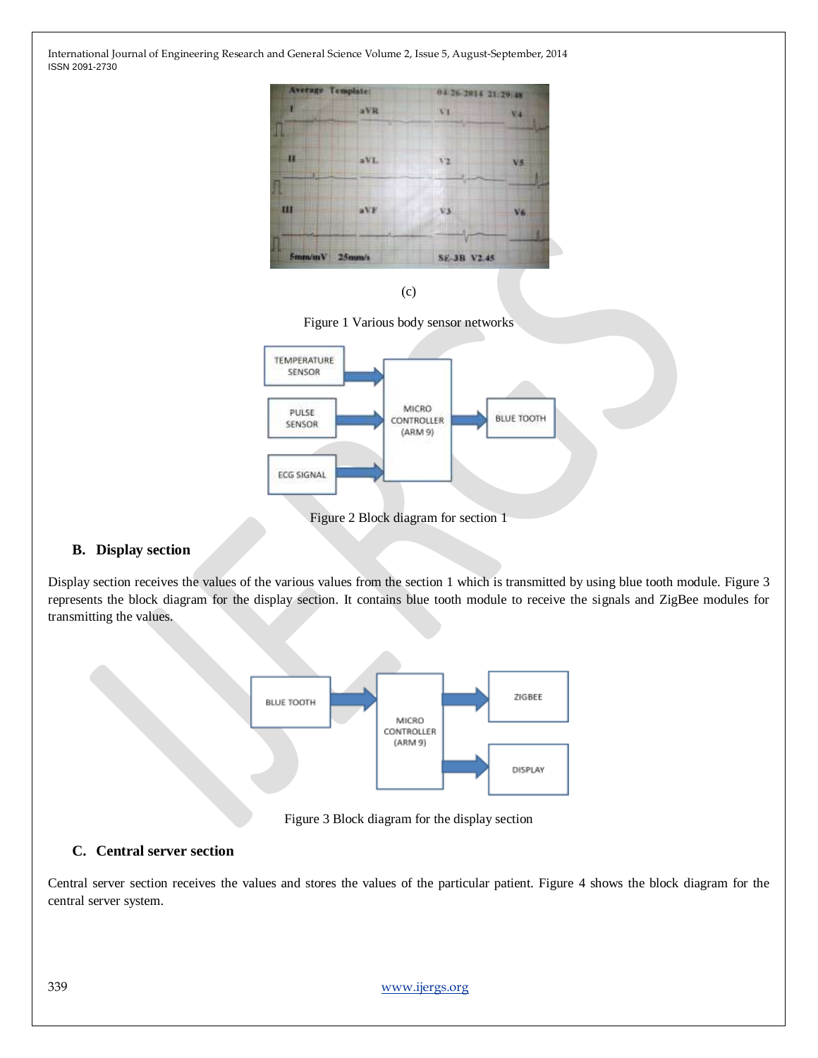(c)

Figure 1 Various body sensor networks

Figure 2 Block diagram for section 1

### B. Display section

Display section receives the values of the various values from the section 1 which is transmitted by using blue tooth module. Figure 3 represents the block diagram for the display section. It contains blue tooth module to receive the signals and ZigBee modules for transmitting the values.

Figure 3 Block diagram for the display section

### C. Central server section

Central server section receives the values and stores the values of the particular patient. Figure 4 shows the block diagram for the central server system.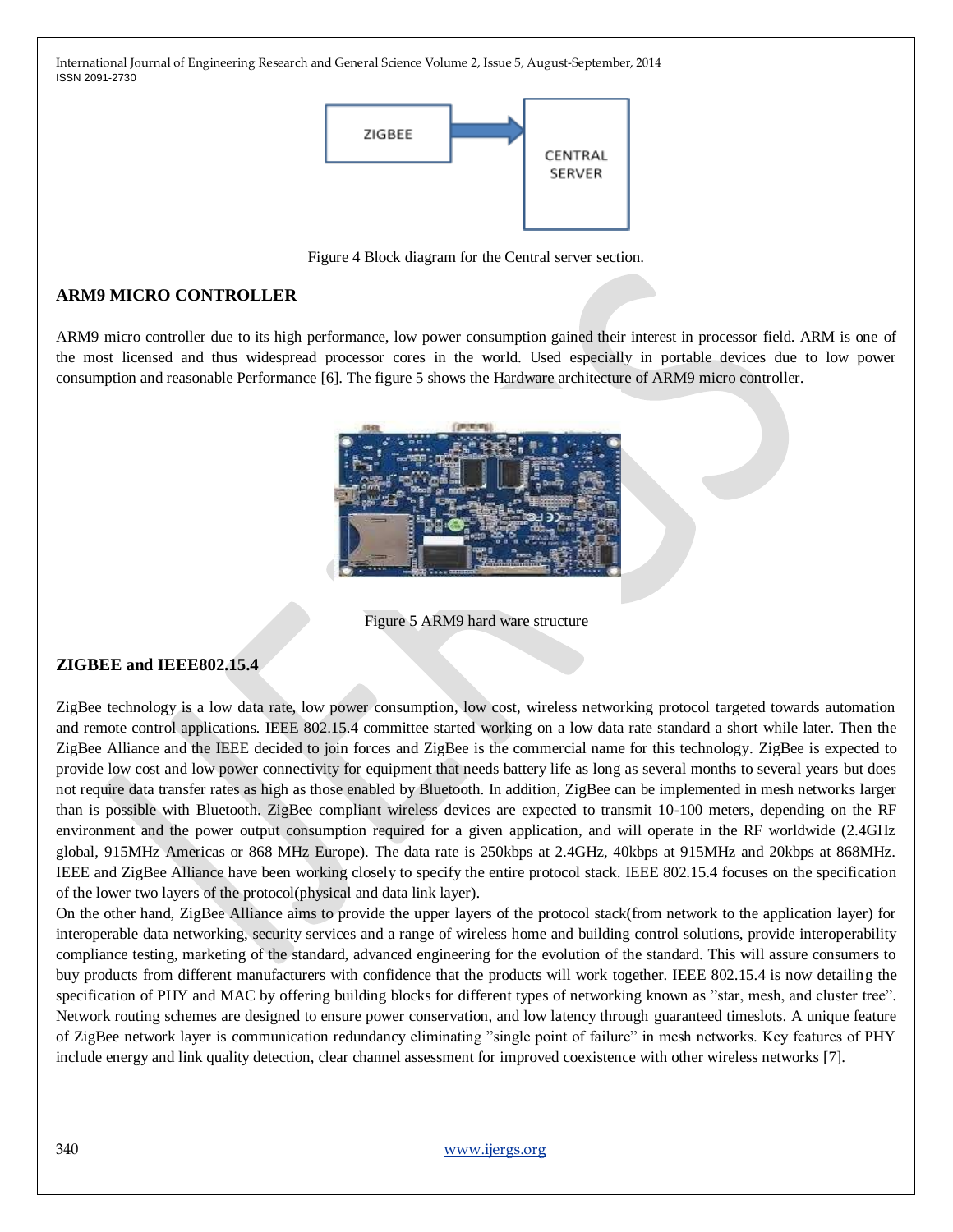Figure 4 Block diagram for the Central server section.

## ARM9 MICRO CONTROLLER

ARM9 micro controller due to its high performance, low power consumption gained their interest in processor field. ARM is one of the most licensed and thus widespread processor cores in the world. Used especially in portable devices due to low power consumption and reasonable Performance [6]. The figure 5 shows the Hardware architecture of ARM9 micro controller.

Figure 5 ARM9 hard ware structure

## ZIGBEE and IEEE802.15.4

ZigBee technology is a low data rate, low power consumption, low cost, wireless networking protocol targeted towards automation and remote control applications. IEEE 802.15.4 committee started working on a low data rate standard a short while later. Then the ZigBee Alliance and the IEEE decided to join forces and ZigBee is the commercial name for this technology. ZigBee is expected to provide low cost and low power connectivity for equipment that needs battery life as long as several months to several years but does not require data transfer rates as high as those enabled by Bluetooth. In addition, ZigBee can be implemented in mesh networks larger than is possible with Bluetooth. ZigBee compliant wireless devices are expected to transmit 10-100 meters, depending on the RF environment and the power output consumption required for a given application, and will operate in the RF worldwide (2.4GHz global, 915MHz Americas or 868 MHz Europe). The data rate is 250kbps at 2.4GHz, 40kbps at 915MHz and 20kbps at 868MHz. IEEE and ZigBee Alliance have been working closely to specify the entire protocol stack. IEEE 802.15.4 focuses on the specification of the lower two layers of the protocol(physical and data link layer).

On the other hand, ZigBee Alliance aims to provide the upper layers of the protocol stack(from network to the application layer) for interoperable data networking, security services and a range of wireless home and building control solutions, provide interoperability compliance testing, marketing of the standard, advanced engineering for the evolution of the standard. This will assure consumers to buy products from different manufacturers with confidence that the products will work together. IEEE 802.15.4 is now detailing the specification of PHY and MAC by offering building blocks for different types of networking known as "star, mesh, and cluster tree". Network routing schemes are designed to ensure power conservation, and low latency through guaranteed timeslots. A unique feature of ZigBee network layer is communication redundancy eliminating "single point of failure" in mesh networks. Key features of PHY include energy and link quality detection, clear channel assessment for improved coexistence with other wireless networks [7].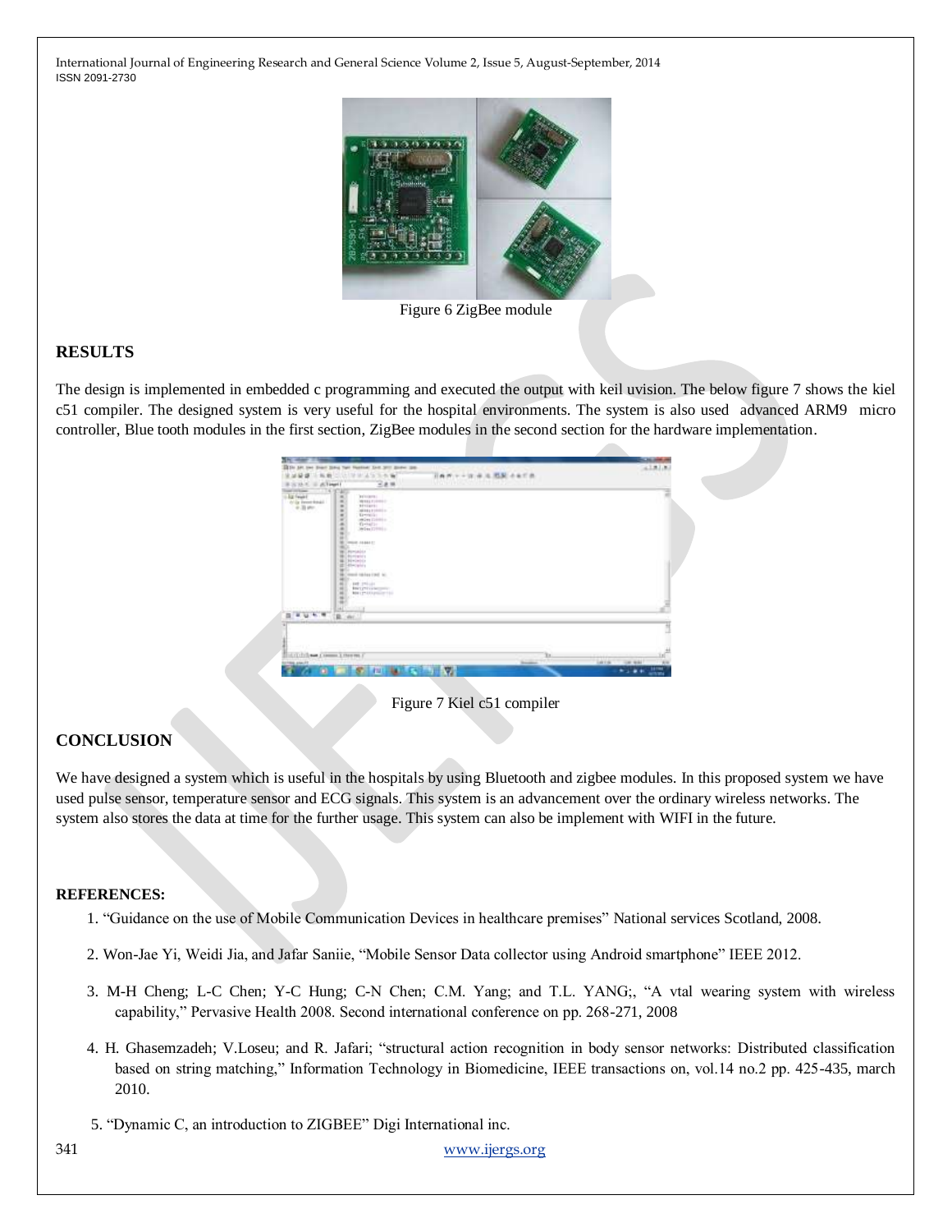Figure 6 ZigBee module

## RESULTS

The design is implemented in embedded c programming and executed the output with keil uvision. The below figure 7 shows the kiel c51 compiler. The designed system is very useful for the hospital environments. The system is also used advanced ARM9 micro controller, Blue tooth modules in the first section, ZigBee modules in the second section for the hardware implementation.

Figure 7 Kiel c51 compiler

## CONCLUSION

We have designed a system which is useful in the hospitals by using Bluetooth and zigbee modules. In this proposed system we have used pulse sensor, temperature sensor and ECG signals. This system is an advancement over the ordinary wireless networks. The system also stores the data at time for the further usage. This system can also be implement with WIFI in the future.

## REFERENCES:

1. "Guidance on the use of Mobile Communication Devices in healthcare premises" National services Scotland, 2008.
2. Won-Jae Yi, Weidi Jia, and Jafar Saniie, "Mobile Sensor Data collector using Android smartphone" IEEE 2012.
3. M-H Cheng; L-C Chen; Y-C Hung; C-N Chen; C.M. Yang; and T.L. YANG;, "A vtal wearing system with wireless capability," Pervasive Health 2008. Second international conference on pp. 268-271, 2008
4. H. Ghasemzadeh; V.Loseu; and R. Jafari; "structural action recognition in body sensor networks: Distributed classification based on string matching," Information Technology in Biomedicine, IEEE transactions on, vol.14 no.2 pp. 425-435, march 2010.
5. "Dynamic C, an introduction to ZIGBEE" Digi International inc.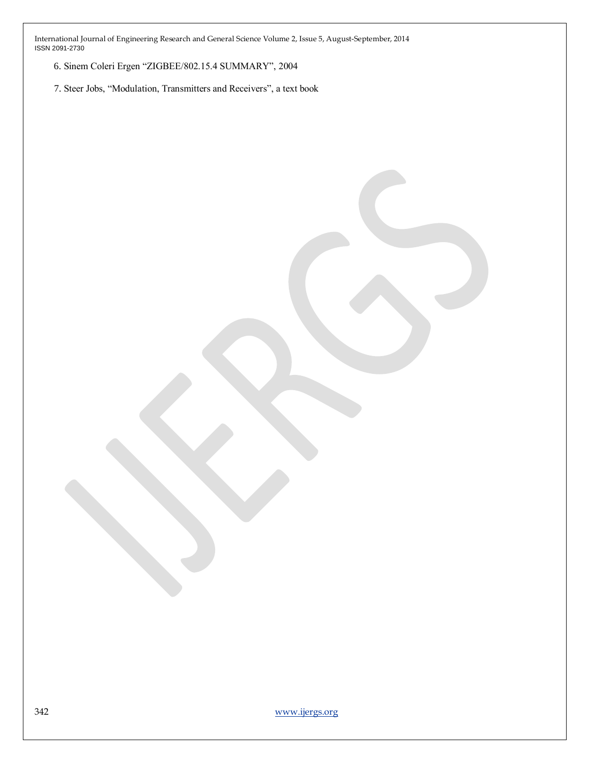6. Sinem Coleri Ergen "ZIGBEE/802.15.4 SUMMARY", 2004

7. Steer Jobs, "Modulation, Transmitters and Receivers", a text book